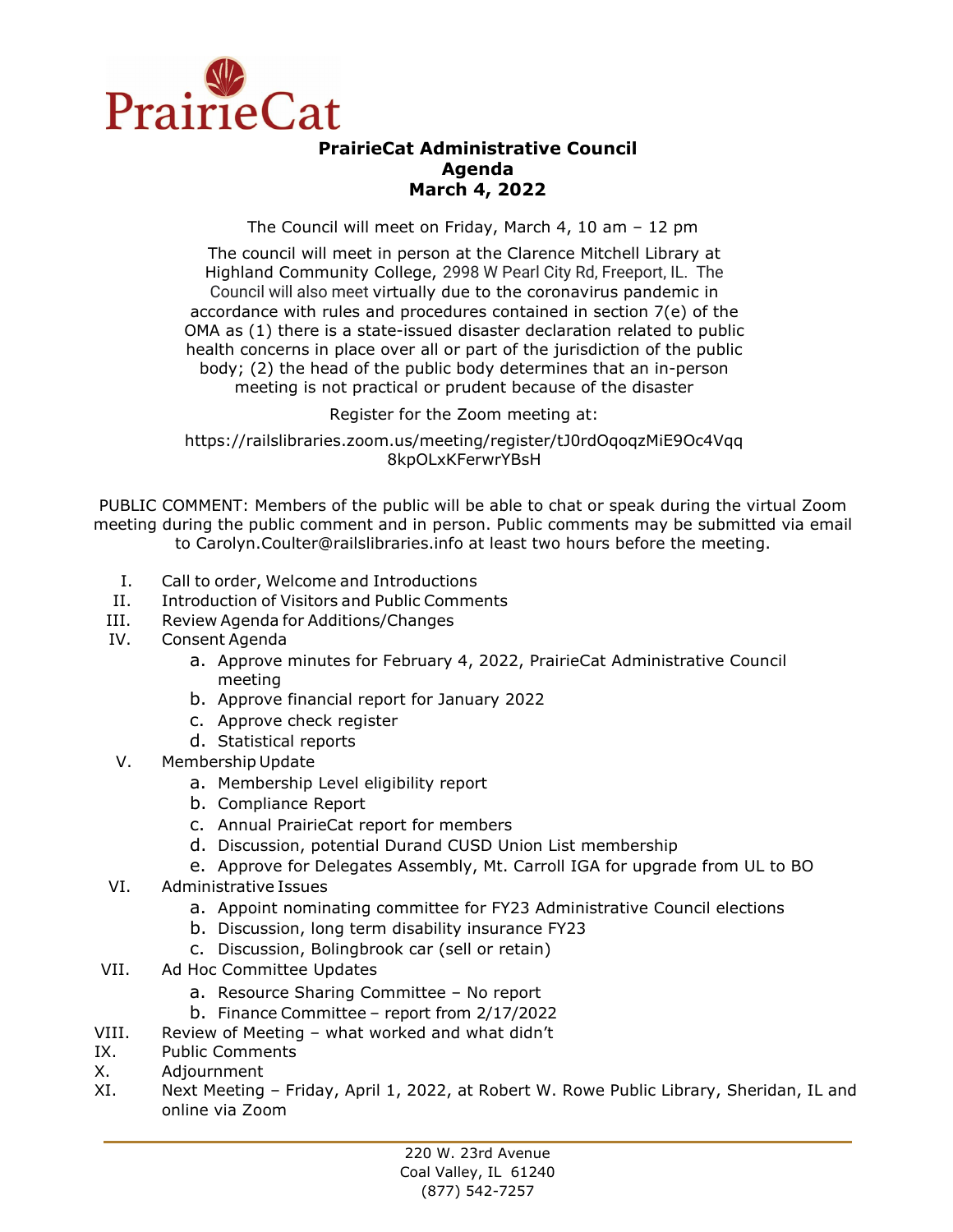PrairieCat

# PrairieCat Administrative Council
## Agenda
## March 4, 2022

The Council will meet on Friday, March 4, 10 am – 12 pm

The council will meet in person at the Clarence Mitchell Library at Highland Community College, 2998 W Pearl City Rd, Freeport, IL. The Council will also meet virtually due to the coronavirus pandemic in accordance with rules and procedures contained in section 7(e) of the OMA as (1) there is a state-issued disaster declaration related to public health concerns in place over all or part of the jurisdiction of the public body; (2) the head of the public body determines that an in-person meeting is not practical or prudent because of the disaster

Register for the Zoom meeting at:

https://railslibraries.zoom.us/meeting/register/tJ0rdOqoqzMiE9Oc4Vqq8kpOLxKFerwrYBsH

PUBLIC COMMENT: Members of the public will be able to chat or speak during the virtual Zoom meeting during the public comment and in person. Public comments may be submitted via email to Carolyn.Coulter@railslibraries.info at least two hours before the meeting.

I. Call to order, Welcome and Introductions
II. Introduction of Visitors and Public Comments
III. Review Agenda for Additions/Changes
IV. Consent Agenda
   a. Approve minutes for February 4, 2022, PrairieCat Administrative Council meeting
   b. Approve financial report for January 2022
   c. Approve check register
   d. Statistical reports
V. Membership Update
   a. Membership Level eligibility report
   b. Compliance Report
   c. Annual PrairieCat report for members
   d. Discussion, potential Durand CUSD Union List membership
   e. Approve for Delegates Assembly, Mt. Carroll IGA for upgrade from UL to BO
VI. Administrative Issues
   a. Appoint nominating committee for FY23 Administrative Council elections
   b. Discussion, long term disability insurance FY23
   c. Discussion, Bolingbrook car (sell or retain)
VII. Ad Hoc Committee Updates
   a. Resource Sharing Committee – No report
   b. Finance Committee – report from 2/17/2022
VIII. Review of Meeting – what worked and what didn't
IX. Public Comments
X. Adjournment
XI. Next Meeting – Friday, April 1, 2022, at Robert W. Rowe Public Library, Sheridan, IL and online via Zoom

220 W. 23rd Avenue
Coal Valley, IL 61240
(877) 542-7257